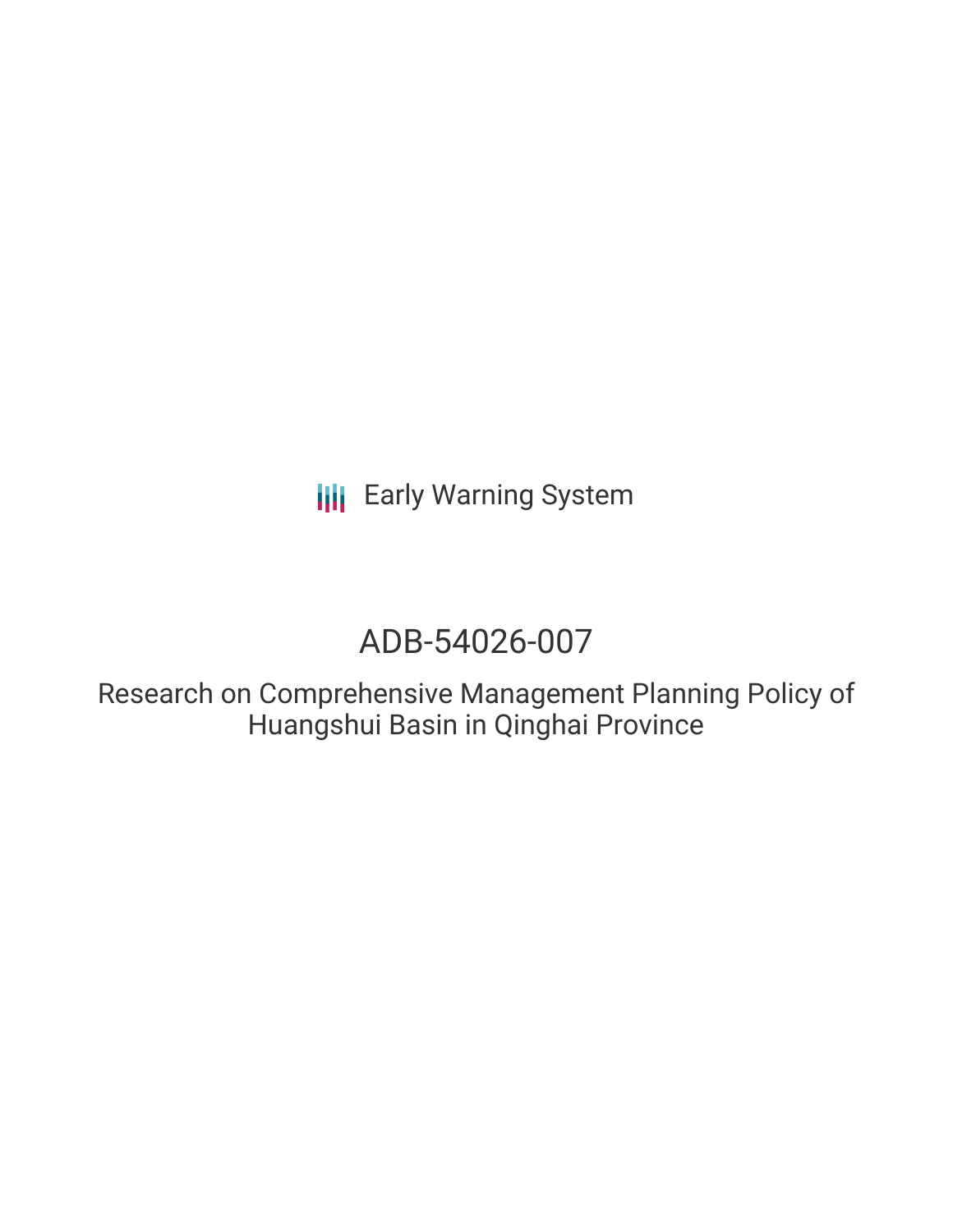Early Warning System

# ADB-54026-007

## Research on Comprehensive Management Planning Policy of Huangshui Basin in Qinghai Province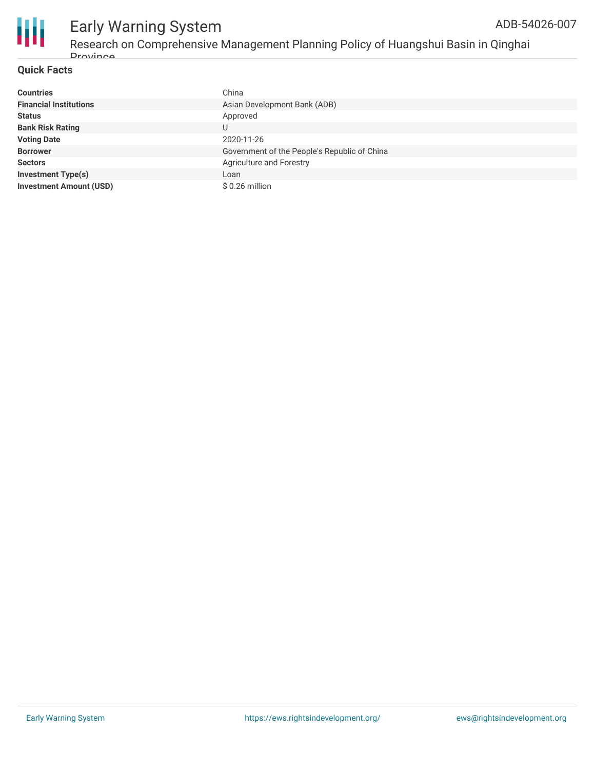# Early Warning System

## Research on Comprehensive Management Planning Policy of Huangshui Basin in Qinghai Province

ADB-54026-007

### Quick Facts

| | |
|---|---|
| **Countries** | China |
| **Financial Institutions** | Asian Development Bank (ADB) |
| **Status** | Approved |
| **Bank Risk Rating** | U |
| **Voting Date** | 2020-11-26 |
| **Borrower** | Government of the People's Republic of China |
| **Sectors** | Agriculture and Forestry |
| **Investment Type(s)** | Loan |
| **Investment Amount (USD)** | $ 0.26 million |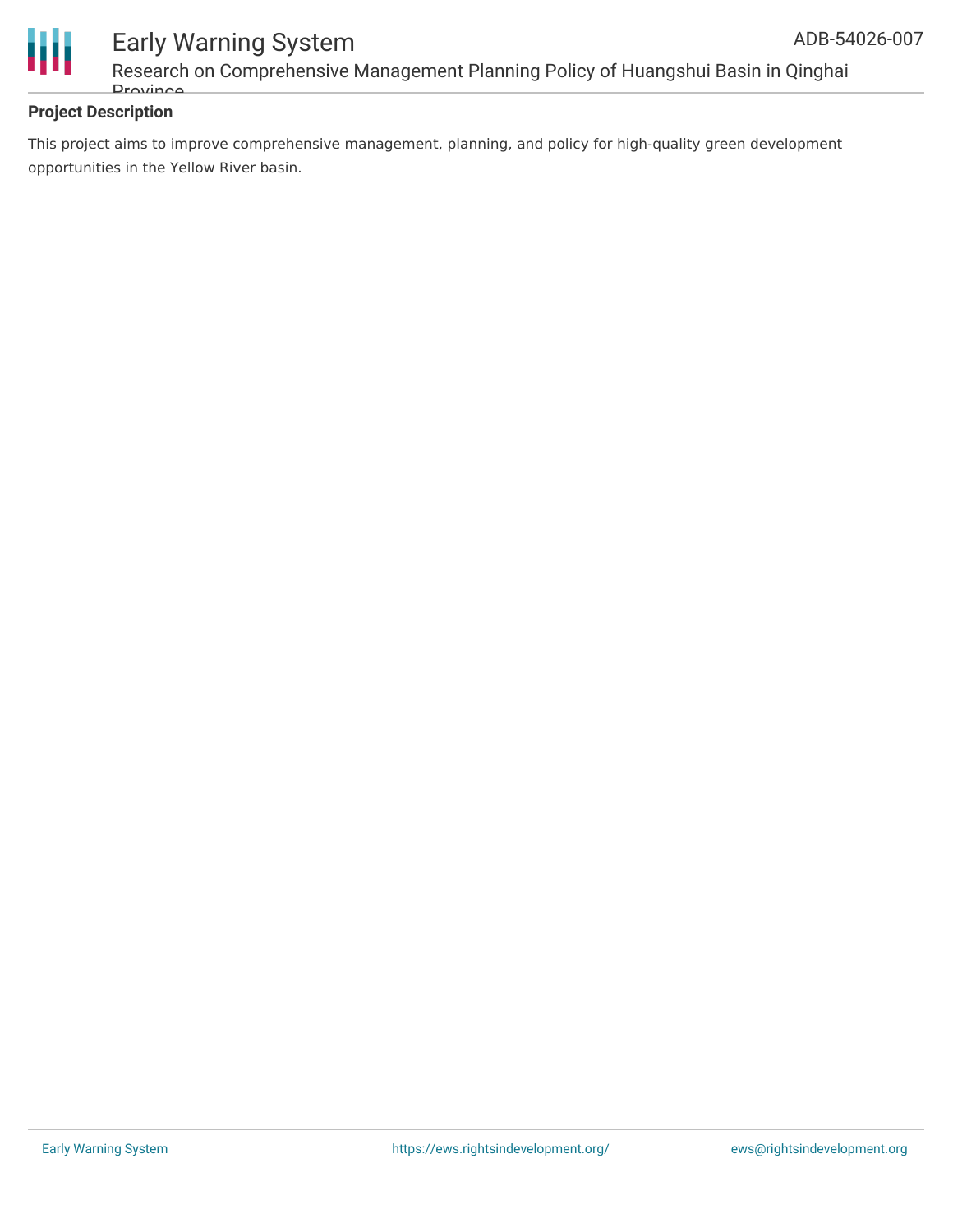## Project Description

This project aims to improve comprehensive management, planning, and policy for high-quality green development opportunities in the Yellow River basin.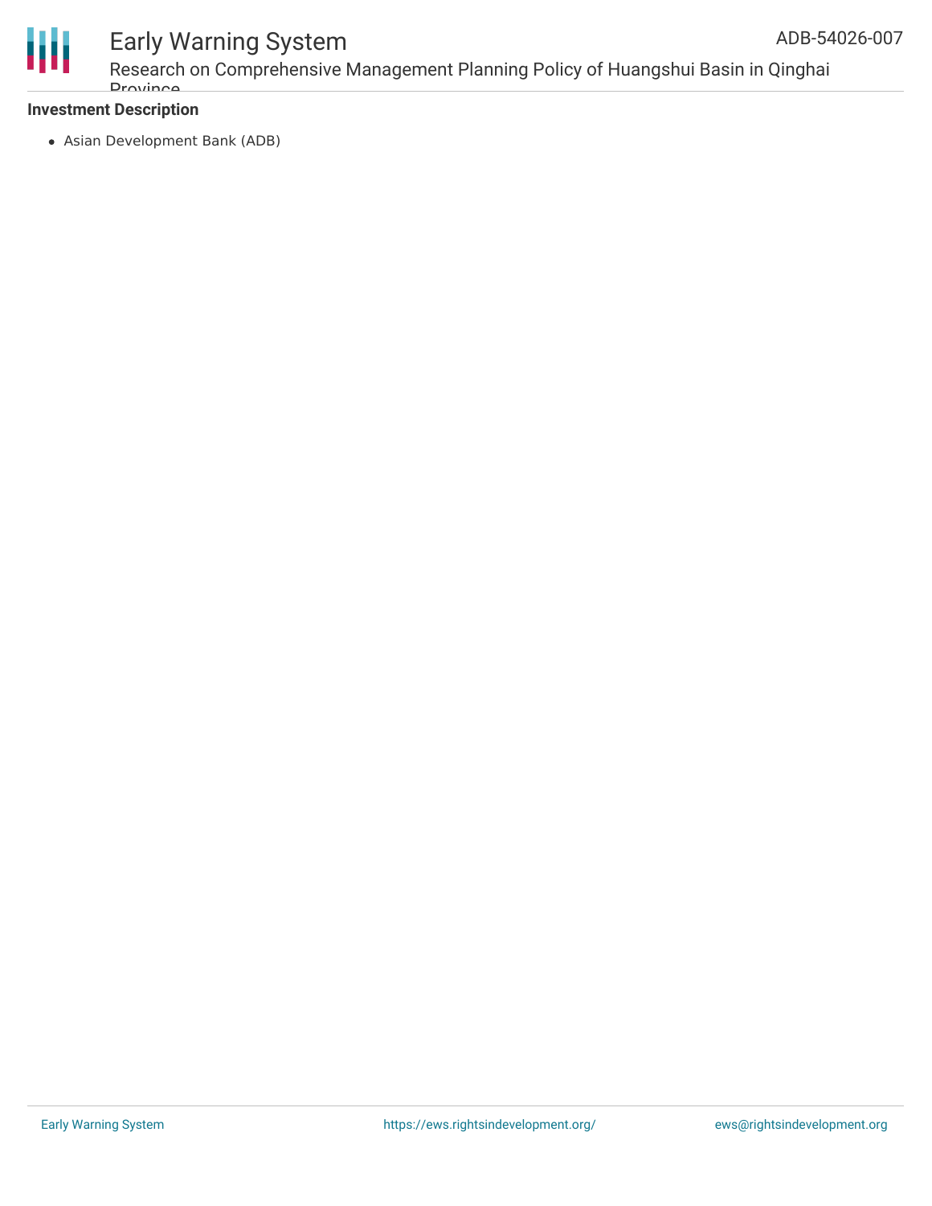**Investment Description**

- Asian Development Bank (ADB)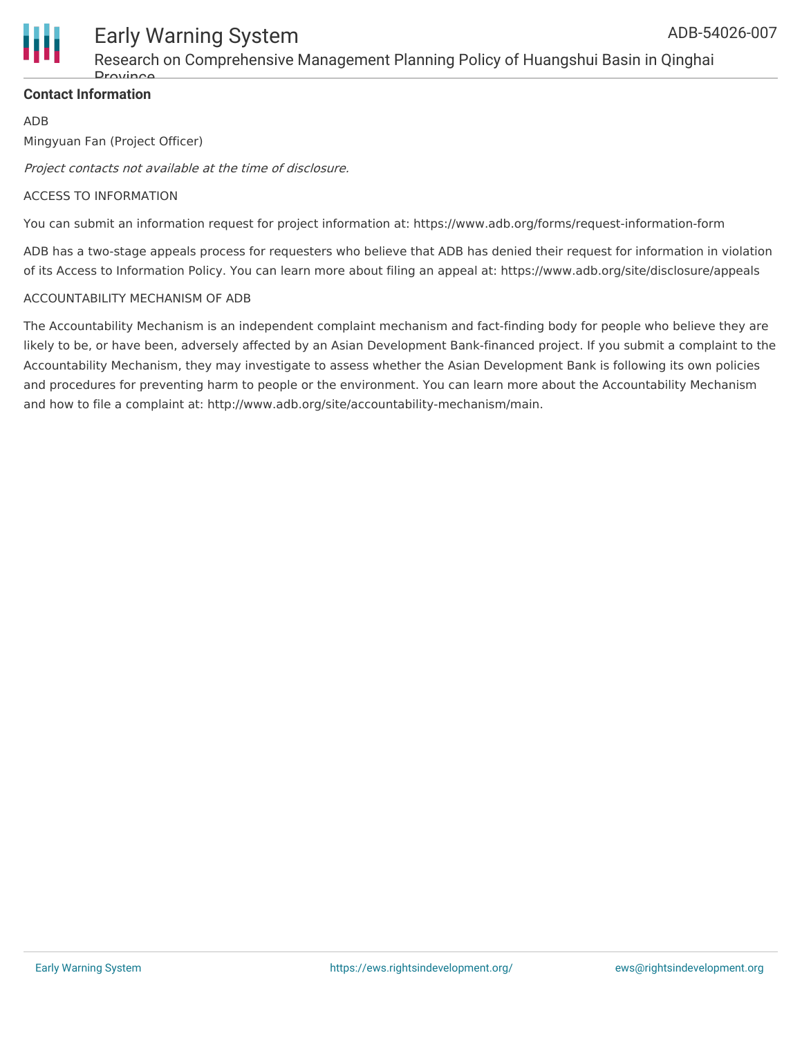## Contact Information

ADB

Mingyuan Fan (Project Officer)

*Project contacts not available at the time of disclosure.*

ACCESS TO INFORMATION

You can submit an information request for project information at: https://www.adb.org/forms/request-information-form

ADB has a two-stage appeals process for requesters who believe that ADB has denied their request for information in violation of its Access to Information Policy. You can learn more about filing an appeal at: https://www.adb.org/site/disclosure/appeals

ACCOUNTABILITY MECHANISM OF ADB

The Accountability Mechanism is an independent complaint mechanism and fact-finding body for people who believe they are likely to be, or have been, adversely affected by an Asian Development Bank-financed project. If you submit a complaint to the Accountability Mechanism, they may investigate to assess whether the Asian Development Bank is following its own policies and procedures for preventing harm to people or the environment. You can learn more about the Accountability Mechanism and how to file a complaint at: http://www.adb.org/site/accountability-mechanism/main.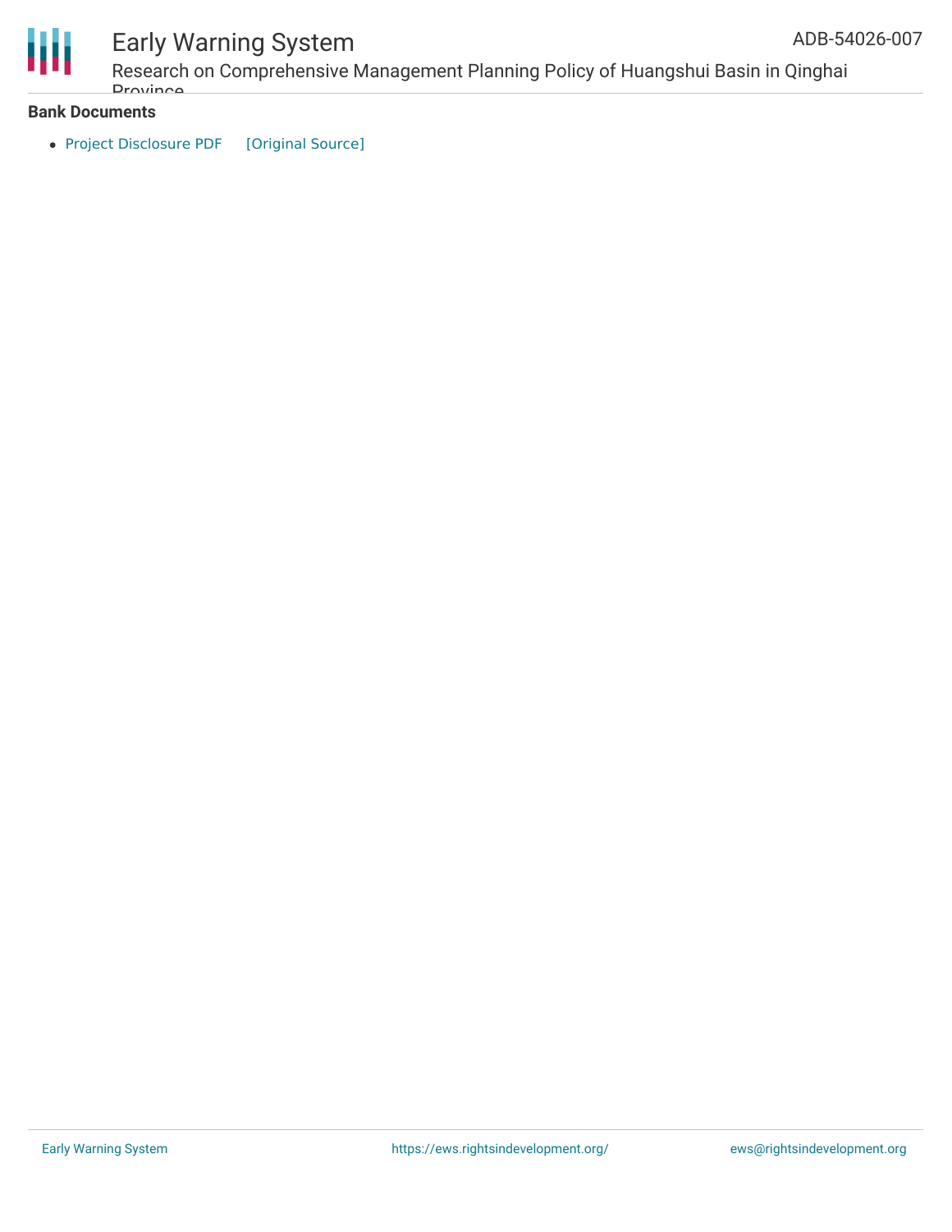**Bank Documents**

- Project Disclosure PDF [Original Source]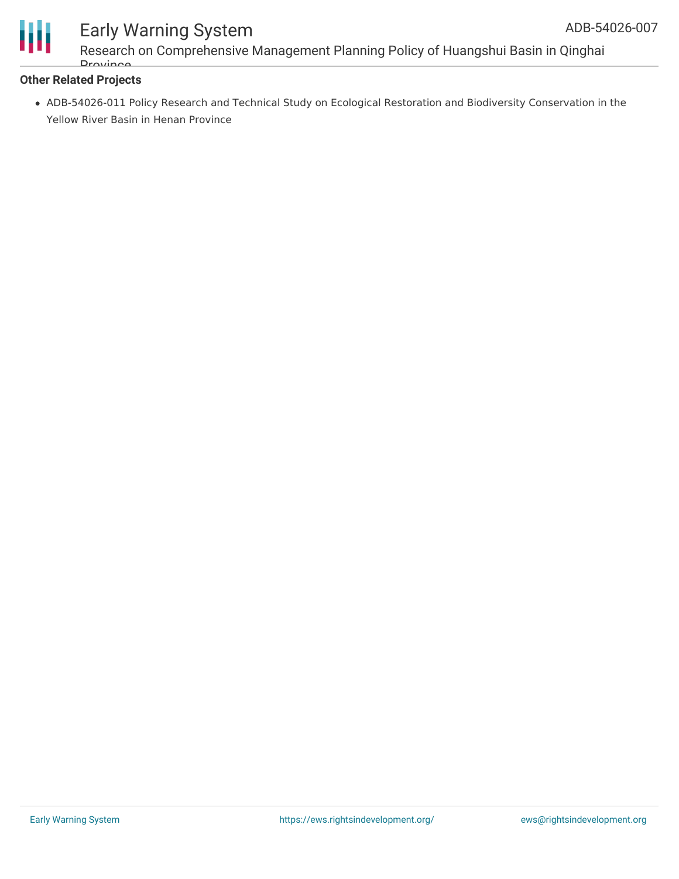**Other Related Projects**

- ADB-54026-011 Policy Research and Technical Study on Ecological Restoration and Biodiversity Conservation in the Yellow River Basin in Henan Province